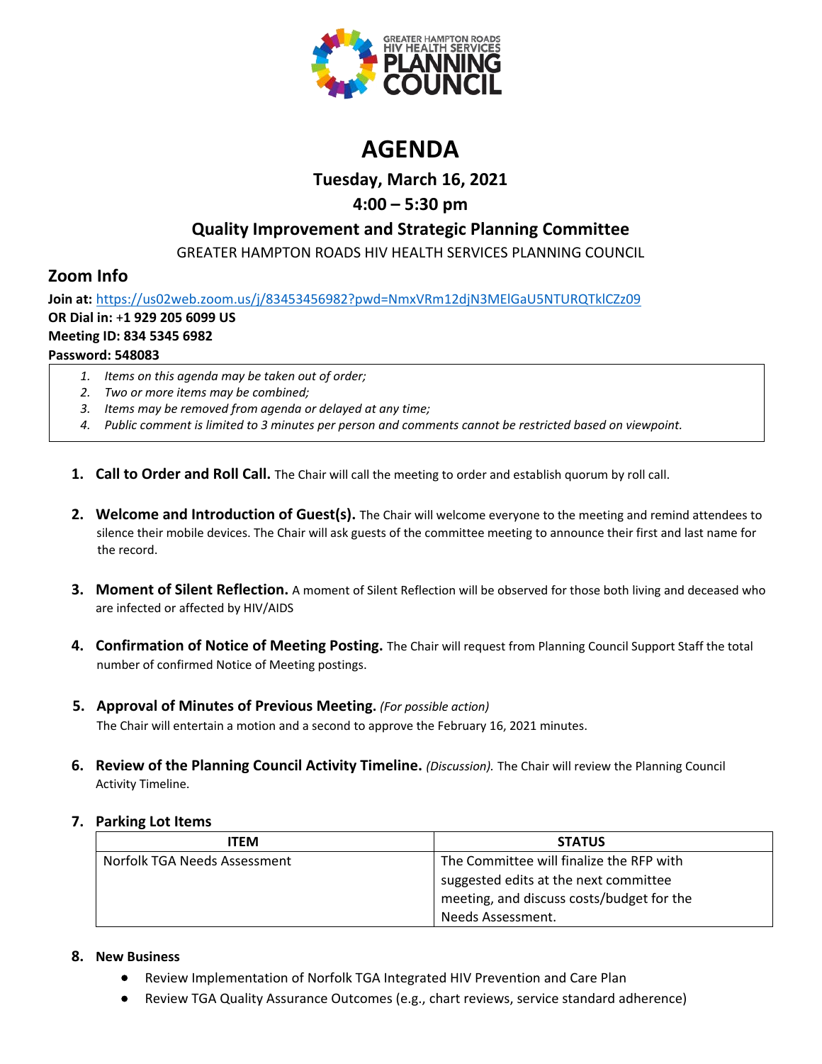# AGENDA

## Tuesday, March 16, 2021

## 4:00 – 5:30 pm

## Quality Improvement and Strategic Planning Committee

GREATER HAMPTON ROADS HIV HEALTH SERVICES PLANNING COUNCIL

## Zoom Info

**Join at:** https://us02web.zoom.us/j/83453456982?pwd=NmxVRm12djN3MElGaU5NTURQTklCZz09
**OR Dial in: +1 929 205 6099 US**
**Meeting ID: 834 5345 6982**
**Password: 548083**

1. *Items on this agenda may be taken out of order;*
2. *Two or more items may be combined;*
3. *Items may be removed from agenda or delayed at any time;*
4. *Public comment is limited to 3 minutes per person and comments cannot be restricted based on viewpoint.*

1. **Call to Order and Roll Call.** The Chair will call the meeting to order and establish quorum by roll call.

2. **Welcome and Introduction of Guest(s).** The Chair will welcome everyone to the meeting and remind attendees to silence their mobile devices. The Chair will ask guests of the committee meeting to announce their first and last name for the record.

3. **Moment of Silent Reflection.** A moment of Silent Reflection will be observed for those both living and deceased who are infected or affected by HIV/AIDS

4. **Confirmation of Notice of Meeting Posting.** The Chair will request from Planning Council Support Staff the total number of confirmed Notice of Meeting postings.

5. **Approval of Minutes of Previous Meeting.** *(For possible action)*
   The Chair will entertain a motion and a second to approve the February 16, 2021 minutes.

6. **Review of the Planning Council Activity Timeline.** *(Discussion).* The Chair will review the Planning Council Activity Timeline.

7. **Parking Lot Items**

| ITEM | STATUS |
| --- | --- |
| Norfolk TGA Needs Assessment | The Committee will finalize the RFP with suggested edits at the next committee meeting, and discuss costs/budget for the Needs Assessment. |

8. **New Business**
   - Review Implementation of Norfolk TGA Integrated HIV Prevention and Care Plan
   - Review TGA Quality Assurance Outcomes (e.g., chart reviews, service standard adherence)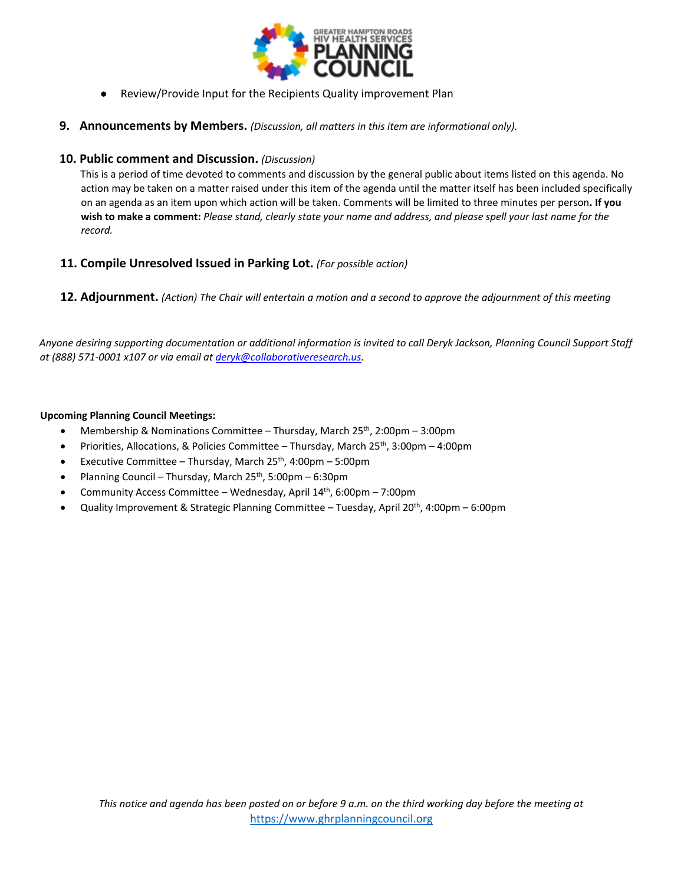- Review/Provide Input for the Recipients Quality improvement Plan

9. **Announcements by Members.** *(Discussion, all matters in this item are informational only).*

10. **Public comment and Discussion.** *(Discussion)*
    This is a period of time devoted to comments and discussion by the general public about items listed on this agenda. No action may be taken on a matter raised under this item of the agenda until the matter itself has been included specifically on an agenda as an item upon which action will be taken. Comments will be limited to three minutes per person**. If you wish to make a comment:** *Please stand, clearly state your name and address, and please spell your last name for the record.*

11. **Compile Unresolved Issued in Parking Lot.** *(For possible action)*

12. **Adjournment.** *(Action) The Chair will entertain a motion and a second to approve the adjournment of this meeting*

*Anyone desiring supporting documentation or additional information is invited to call Deryk Jackson, Planning Council Support Staff at (888) 571-0001 x107 or via email at [deryk@collaborativeresearch.us](mailto:deryk@collaborativeresearch.us).*

**Upcoming Planning Council Meetings:**

- Membership & Nominations Committee – Thursday, March 25th, 2:00pm – 3:00pm
- Priorities, Allocations, & Policies Committee – Thursday, March 25th, 3:00pm – 4:00pm
- Executive Committee – Thursday, March 25th, 4:00pm – 5:00pm
- Planning Council – Thursday, March 25th, 5:00pm – 6:30pm
- Community Access Committee – Wednesday, April 14th, 6:00pm – 7:00pm
- Quality Improvement & Strategic Planning Committee – Tuesday, April 20th, 4:00pm – 6:00pm

*This notice and agenda has been posted on or before 9 a.m. on the third working day before the meeting at* [https://www.ghrplanningcouncil.org](https://www.ghrplanningcouncil.org)